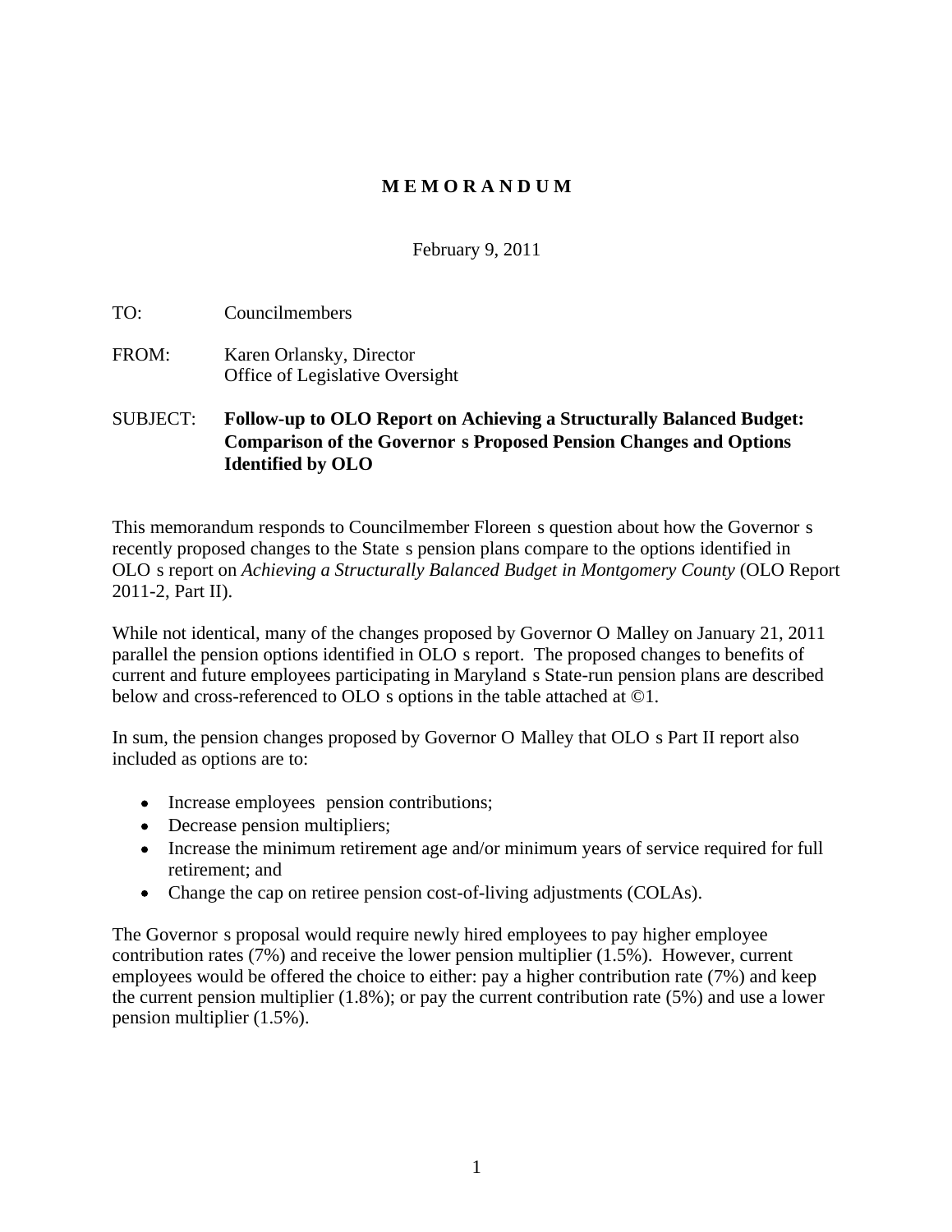# M E M O R A N D U M

February 9, 2011

TO: Councilmembers

FROM: Karen Orlansky, Director
Office of Legislative Oversight

SUBJECT: **Follow-up to OLO Report on Achieving a Structurally Balanced Budget: Comparison of the Governor s Proposed Pension Changes and Options Identified by OLO**

This memorandum responds to Councilmember Floreen s question about how the Governor s recently proposed changes to the State s pension plans compare to the options identified in OLO s report on *Achieving a Structurally Balanced Budget in Montgomery County* (OLO Report 2011-2, Part II).

While not identical, many of the changes proposed by Governor O Malley on January 21, 2011 parallel the pension options identified in OLO s report. The proposed changes to benefits of current and future employees participating in Maryland s State-run pension plans are described below and cross-referenced to OLO s options in the table attached at ©1.

In sum, the pension changes proposed by Governor O Malley that OLO s Part II report also included as options are to:

- Increase employees pension contributions;
- Decrease pension multipliers;
- Increase the minimum retirement age and/or minimum years of service required for full retirement; and
- Change the cap on retiree pension cost-of-living adjustments (COLAs).

The Governor s proposal would require newly hired employees to pay higher employee contribution rates (7%) and receive the lower pension multiplier (1.5%). However, current employees would be offered the choice to either: pay a higher contribution rate (7%) and keep the current pension multiplier (1.8%); or pay the current contribution rate (5%) and use a lower pension multiplier (1.5%).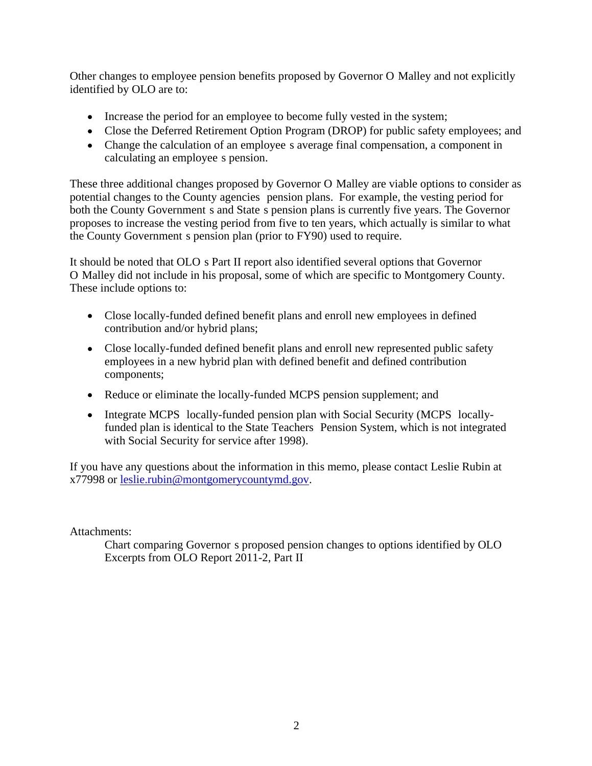Other changes to employee pension benefits proposed by Governor O Malley and not explicitly identified by OLO are to:

- Increase the period for an employee to become fully vested in the system;
- Close the Deferred Retirement Option Program (DROP) for public safety employees; and
- Change the calculation of an employee s average final compensation, a component in calculating an employee s pension.

These three additional changes proposed by Governor O Malley are viable options to consider as potential changes to the County agencies pension plans. For example, the vesting period for both the County Government s and State s pension plans is currently five years. The Governor proposes to increase the vesting period from five to ten years, which actually is similar to what the County Government s pension plan (prior to FY90) used to require.

It should be noted that OLO s Part II report also identified several options that Governor O Malley did not include in his proposal, some of which are specific to Montgomery County. These include options to:

- Close locally-funded defined benefit plans and enroll new employees in defined contribution and/or hybrid plans;
- Close locally-funded defined benefit plans and enroll new represented public safety employees in a new hybrid plan with defined benefit and defined contribution components;
- Reduce or eliminate the locally-funded MCPS pension supplement; and
- Integrate MCPS locally-funded pension plan with Social Security (MCPS locally-funded plan is identical to the State Teachers Pension System, which is not integrated with Social Security for service after 1998).

If you have any questions about the information in this memo, please contact Leslie Rubin at x77998 or leslie.rubin@montgomerycountymd.gov.

Attachments:

Chart comparing Governor s proposed pension changes to options identified by OLO
Excerpts from OLO Report 2011-2, Part II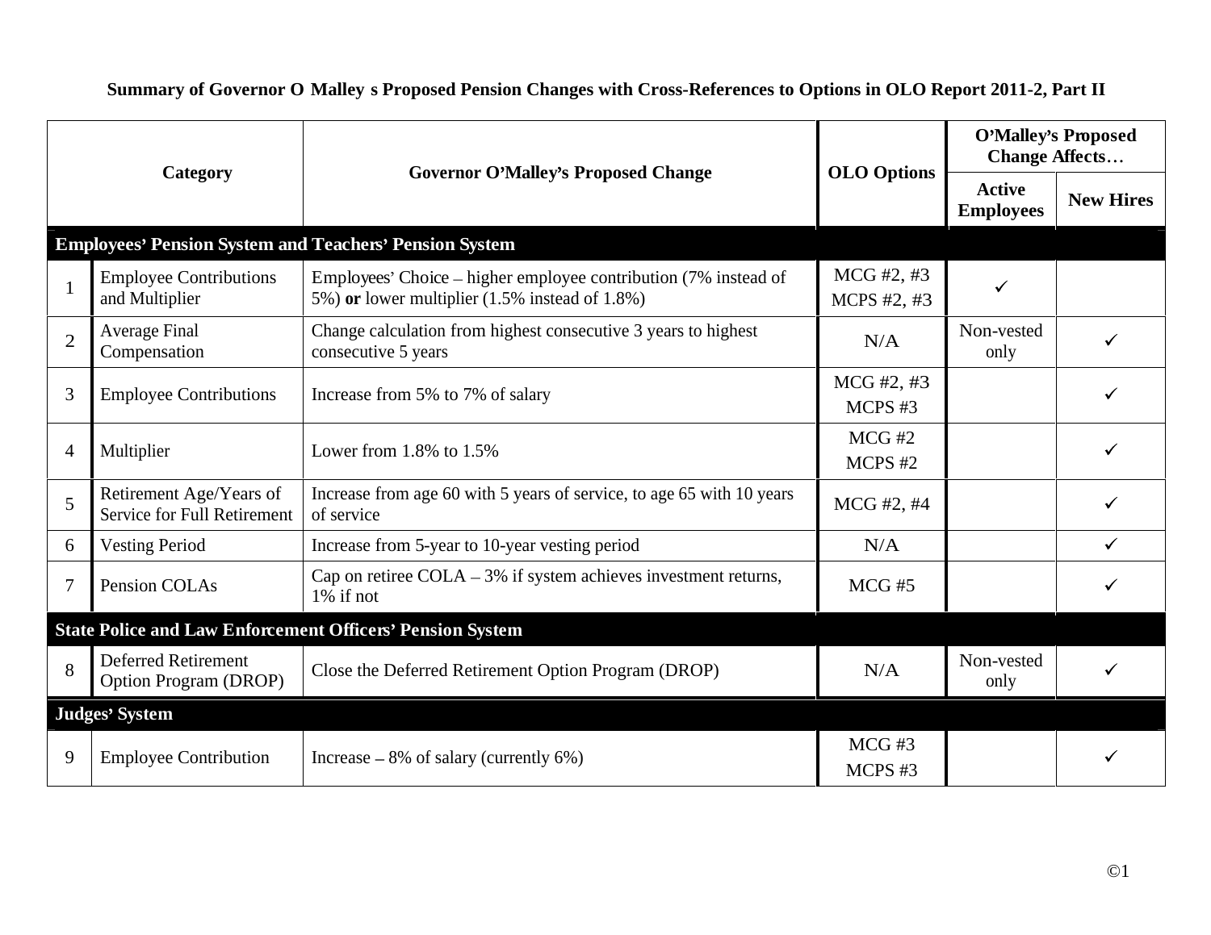**Summary of Governor O Malley s Proposed Pension Changes with Cross-References to Options in OLO Report 2011-2, Part II**

| | Category | Governor O'Malley's Proposed Change | OLO Options | O'Malley's Proposed Change Affects… | |
|---|---|---|---|---|---|
| | | | | Active Employees | New Hires |
| **Employees' Pension System and Teachers' Pension System** | | | | | |
| 1 | Employee Contributions and Multiplier | Employees' Choice – higher employee contribution (7% instead of 5%) **or** lower multiplier (1.5% instead of 1.8%) | MCG #2, #3 MCPS #2, #3 | ✓ | |
| 2 | Average Final Compensation | Change calculation from highest consecutive 3 years to highest consecutive 5 years | N/A | Non-vested only | ✓ |
| 3 | Employee Contributions | Increase from 5% to 7% of salary | MCG #2, #3 MCPS #3 | | ✓ |
| 4 | Multiplier | Lower from 1.8% to 1.5% | MCG #2 MCPS #2 | | ✓ |
| 5 | Retirement Age/Years of Service for Full Retirement | Increase from age 60 with 5 years of service, to age 65 with 10 years of service | MCG #2, #4 | | ✓ |
| 6 | Vesting Period | Increase from 5-year to 10-year vesting period | N/A | | ✓ |
| 7 | Pension COLAs | Cap on retiree COLA – 3% if system achieves investment returns, 1% if not | MCG #5 | | ✓ |
| **State Police and Law Enforcement Officers' Pension System** | | | | | |
| 8 | Deferred Retirement Option Program (DROP) | Close the Deferred Retirement Option Program (DROP) | N/A | Non-vested only | ✓ |
| **Judges' System** | | | | | |
| 9 | Employee Contribution | Increase – 8% of salary (currently 6%) | MCG #3 MCPS #3 | | ✓ |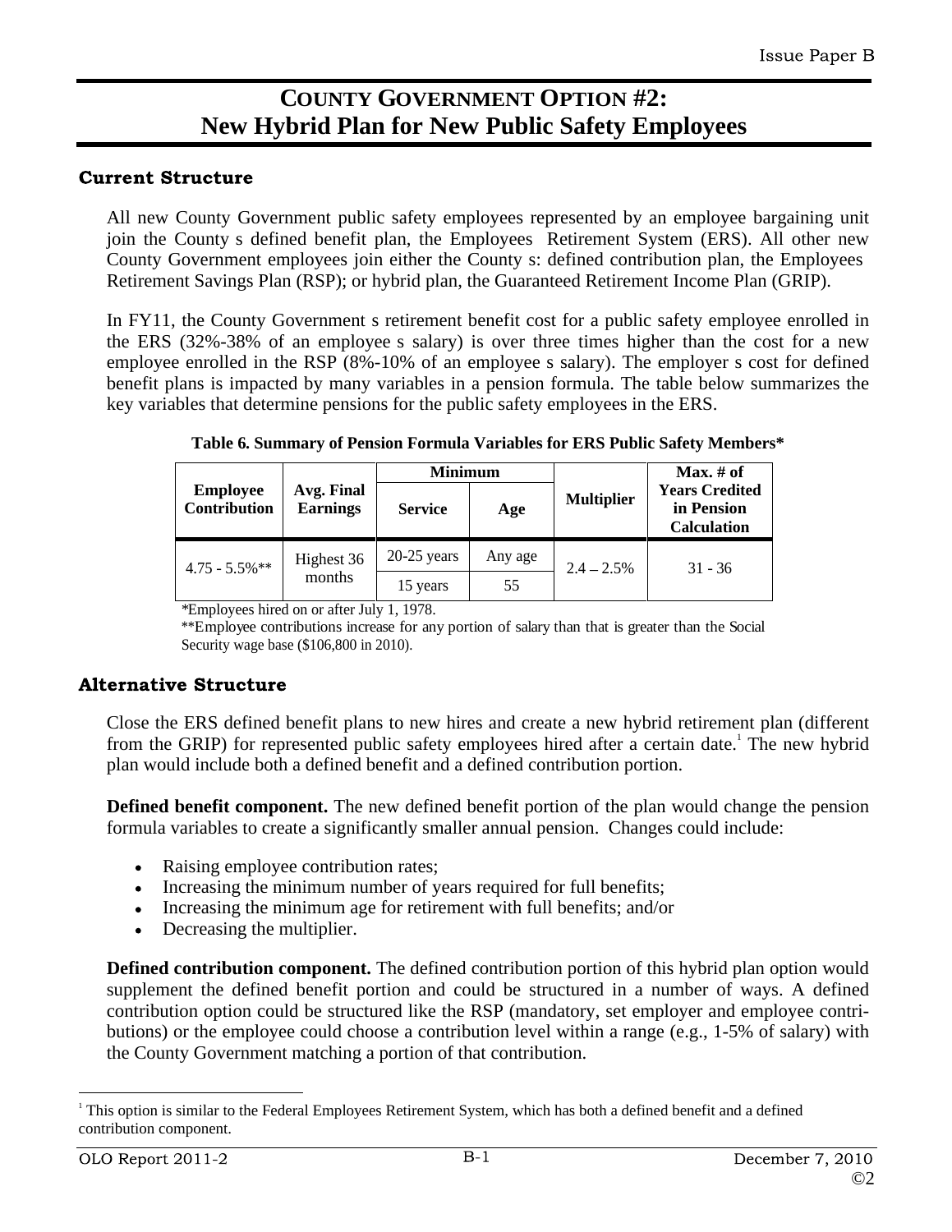# COUNTY GOVERNMENT OPTION #2: New Hybrid Plan for New Public Safety Employees

## Current Structure

All new County Government public safety employees represented by an employee bargaining unit join the County s defined benefit plan, the Employees Retirement System (ERS). All other new County Government employees join either the County s: defined contribution plan, the Employees Retirement Savings Plan (RSP); or hybrid plan, the Guaranteed Retirement Income Plan (GRIP).

In FY11, the County Government s retirement benefit cost for a public safety employee enrolled in the ERS (32%-38% of an employee s salary) is over three times higher than the cost for a new employee enrolled in the RSP (8%-10% of an employee s salary). The employer s cost for defined benefit plans is impacted by many variables in a pension formula. The table below summarizes the key variables that determine pensions for the public safety employees in the ERS.

**Table 6. Summary of Pension Formula Variables for ERS Public Safety Members***

| Employee Contribution | Avg. Final Earnings | Minimum | | Multiplier | Max. # of Years Credited in Pension Calculation |
|---|---|---|---|---|---|
| | | Service | Age | | |
| 4.75 - 5.5%** | Highest 36 months | 20-25 years | Any age | 2.4 – 2.5% | 31 - 36 |
| | | 15 years | 55 | | |

*Employees hired on or after July 1, 1978.

**Employee contributions increase for any portion of salary than that is greater than the Social Security wage base ($106,800 in 2010).

## Alternative Structure

Close the ERS defined benefit plans to new hires and create a new hybrid retirement plan (different from the GRIP) for represented public safety employees hired after a certain date.[1] The new hybrid plan would include both a defined benefit and a defined contribution portion.

**Defined benefit component.** The new defined benefit portion of the plan would change the pension formula variables to create a significantly smaller annual pension. Changes could include:

- Raising employee contribution rates;
- Increasing the minimum number of years required for full benefits;
- Increasing the minimum age for retirement with full benefits; and/or
- Decreasing the multiplier.

**Defined contribution component.** The defined contribution portion of this hybrid plan option would supplement the defined benefit portion and could be structured in a number of ways. A defined contribution option could be structured like the RSP (mandatory, set employer and employee contributions) or the employee could choose a contribution level within a range (e.g., 1-5% of salary) with the County Government matching a portion of that contribution.

[1] This option is similar to the Federal Employees Retirement System, which has both a defined benefit and a defined contribution component.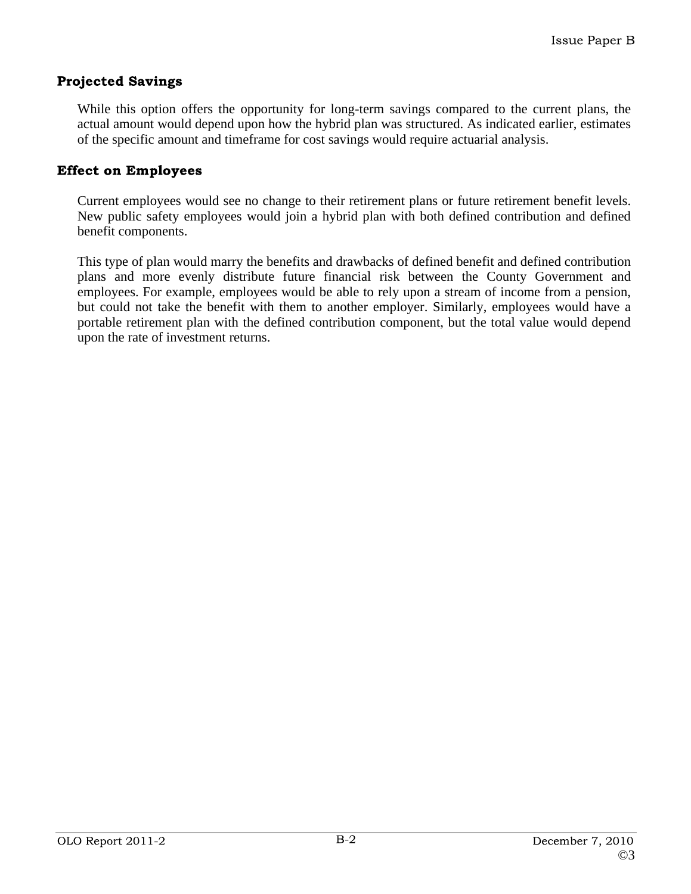### Projected Savings

While this option offers the opportunity for long-term savings compared to the current plans, the actual amount would depend upon how the hybrid plan was structured. As indicated earlier, estimates of the specific amount and timeframe for cost savings would require actuarial analysis.

### Effect on Employees

Current employees would see no change to their retirement plans or future retirement benefit levels. New public safety employees would join a hybrid plan with both defined contribution and defined benefit components.

This type of plan would marry the benefits and drawbacks of defined benefit and defined contribution plans and more evenly distribute future financial risk between the County Government and employees. For example, employees would be able to rely upon a stream of income from a pension, but could not take the benefit with them to another employer. Similarly, employees would have a portable retirement plan with the defined contribution component, but the total value would depend upon the rate of investment returns.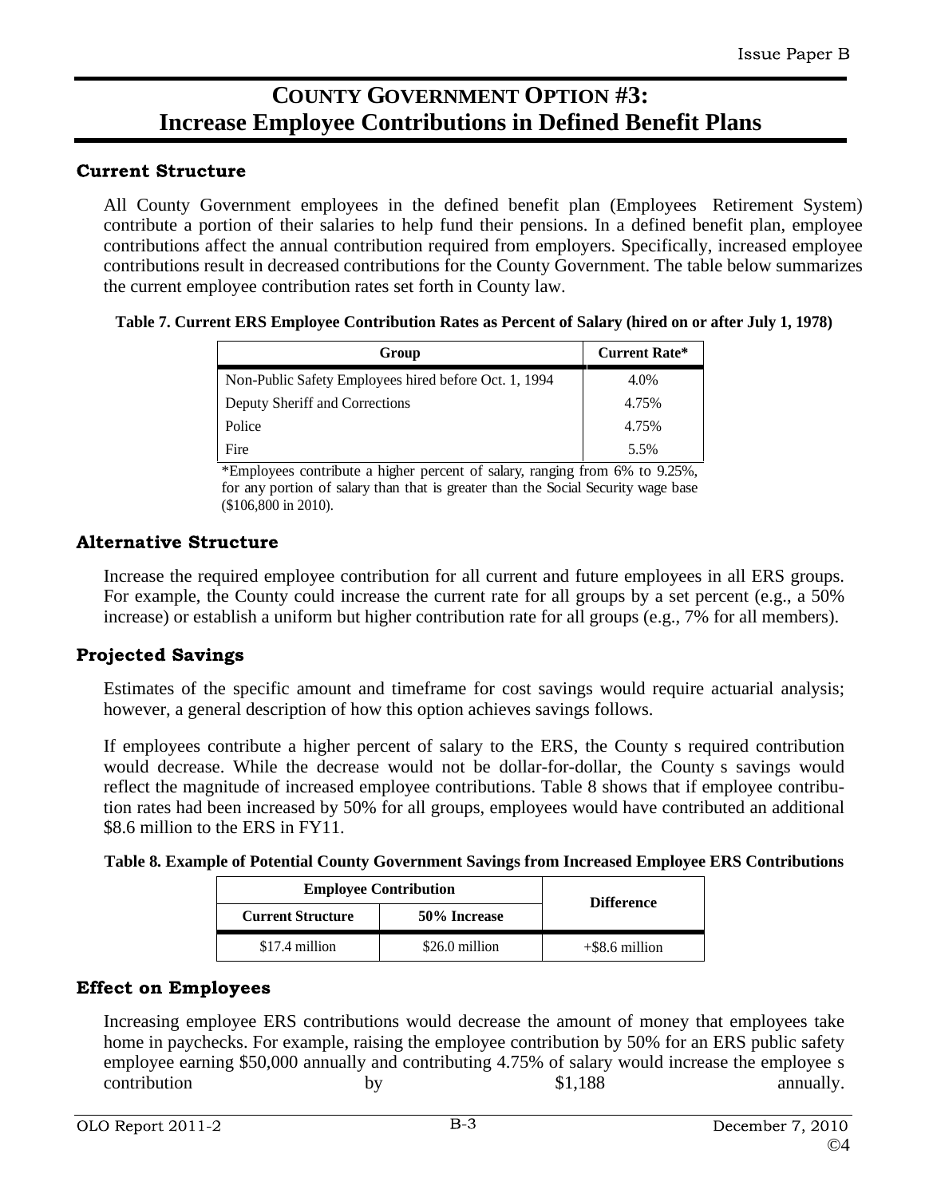# COUNTY GOVERNMENT OPTION #3: Increase Employee Contributions in Defined Benefit Plans

## Current Structure

All County Government employees in the defined benefit plan (Employees Retirement System) contribute a portion of their salaries to help fund their pensions. In a defined benefit plan, employee contributions affect the annual contribution required from employers. Specifically, increased employee contributions result in decreased contributions for the County Government. The table below summarizes the current employee contribution rates set forth in County law.

**Table 7. Current ERS Employee Contribution Rates as Percent of Salary (hired on or after July 1, 1978)**

| Group | Current Rate* |
|---|---|
| Non-Public Safety Employees hired before Oct. 1, 1994 | 4.0% |
| Deputy Sheriff and Corrections | 4.75% |
| Police | 4.75% |
| Fire | 5.5% |

*Employees contribute a higher percent of salary, ranging from 6% to 9.25%, for any portion of salary than that is greater than the Social Security wage base ($106,800 in 2010).

## Alternative Structure

Increase the required employee contribution for all current and future employees in all ERS groups. For example, the County could increase the current rate for all groups by a set percent (e.g., a 50% increase) or establish a uniform but higher contribution rate for all groups (e.g., 7% for all members).

## Projected Savings

Estimates of the specific amount and timeframe for cost savings would require actuarial analysis; however, a general description of how this option achieves savings follows.

If employees contribute a higher percent of salary to the ERS, the County s required contribution would decrease. While the decrease would not be dollar-for-dollar, the County s savings would reflect the magnitude of increased employee contributions. Table 8 shows that if employee contribution rates had been increased by 50% for all groups, employees would have contributed an additional $8.6 million to the ERS in FY11.

**Table 8. Example of Potential County Government Savings from Increased Employee ERS Contributions**

| Employee Contribution | | Difference |
|---|---|---|
| Current Structure | 50% Increase | |
| $17.4 million | $26.0 million | +$8.6 million |

## Effect on Employees

Increasing employee ERS contributions would decrease the amount of money that employees take home in paychecks. For example, raising the employee contribution by 50% for an ERS public safety employee earning $50,000 annually and contributing 4.75% of salary would increase the employee s contribution by $1,188 annually.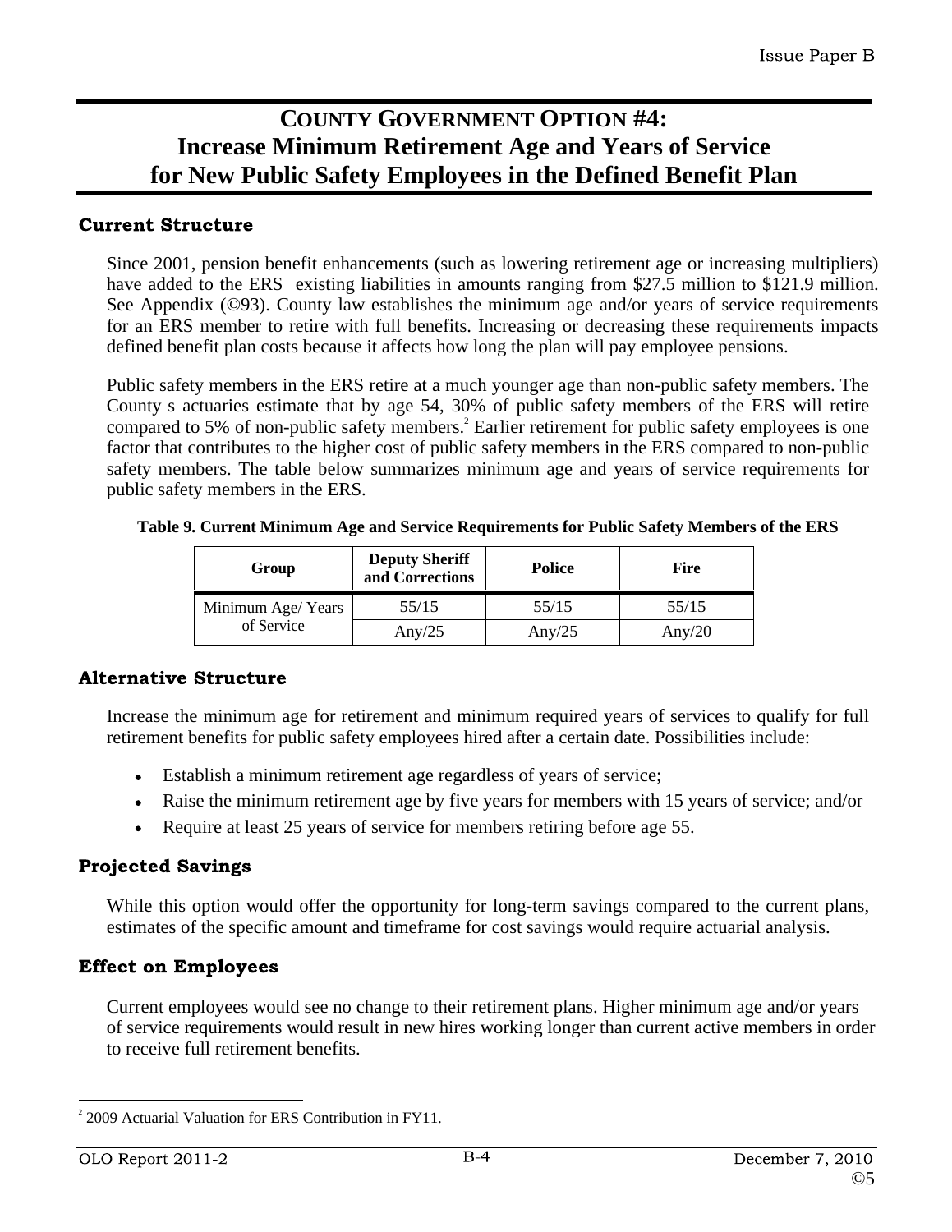# COUNTY GOVERNMENT OPTION #4: Increase Minimum Retirement Age and Years of Service for New Public Safety Employees in the Defined Benefit Plan

## Current Structure

Since 2001, pension benefit enhancements (such as lowering retirement age or increasing multipliers) have added to the ERS existing liabilities in amounts ranging from $27.5 million to $121.9 million. See Appendix (©93). County law establishes the minimum age and/or years of service requirements for an ERS member to retire with full benefits. Increasing or decreasing these requirements impacts defined benefit plan costs because it affects how long the plan will pay employee pensions.

Public safety members in the ERS retire at a much younger age than non-public safety members. The County s actuaries estimate that by age 54, 30% of public safety members of the ERS will retire compared to 5% of non-public safety members.[2] Earlier retirement for public safety employees is one factor that contributes to the higher cost of public safety members in the ERS compared to non-public safety members. The table below summarizes minimum age and years of service requirements for public safety members in the ERS.

**Table 9. Current Minimum Age and Service Requirements for Public Safety Members of the ERS**

| Group | Deputy Sheriff and Corrections | Police | Fire |
|---|---|---|---|
| Minimum Age/ Years of Service | 55/15 | 55/15 | 55/15 |
| | Any/25 | Any/25 | Any/20 |

## Alternative Structure

Increase the minimum age for retirement and minimum required years of services to qualify for full retirement benefits for public safety employees hired after a certain date. Possibilities include:

- Establish a minimum retirement age regardless of years of service;
- Raise the minimum retirement age by five years for members with 15 years of service; and/or
- Require at least 25 years of service for members retiring before age 55.

## Projected Savings

While this option would offer the opportunity for long-term savings compared to the current plans, estimates of the specific amount and timeframe for cost savings would require actuarial analysis.

## Effect on Employees

Current employees would see no change to their retirement plans. Higher minimum age and/or years of service requirements would result in new hires working longer than current active members in order to receive full retirement benefits.

[2] 2009 Actuarial Valuation for ERS Contribution in FY11.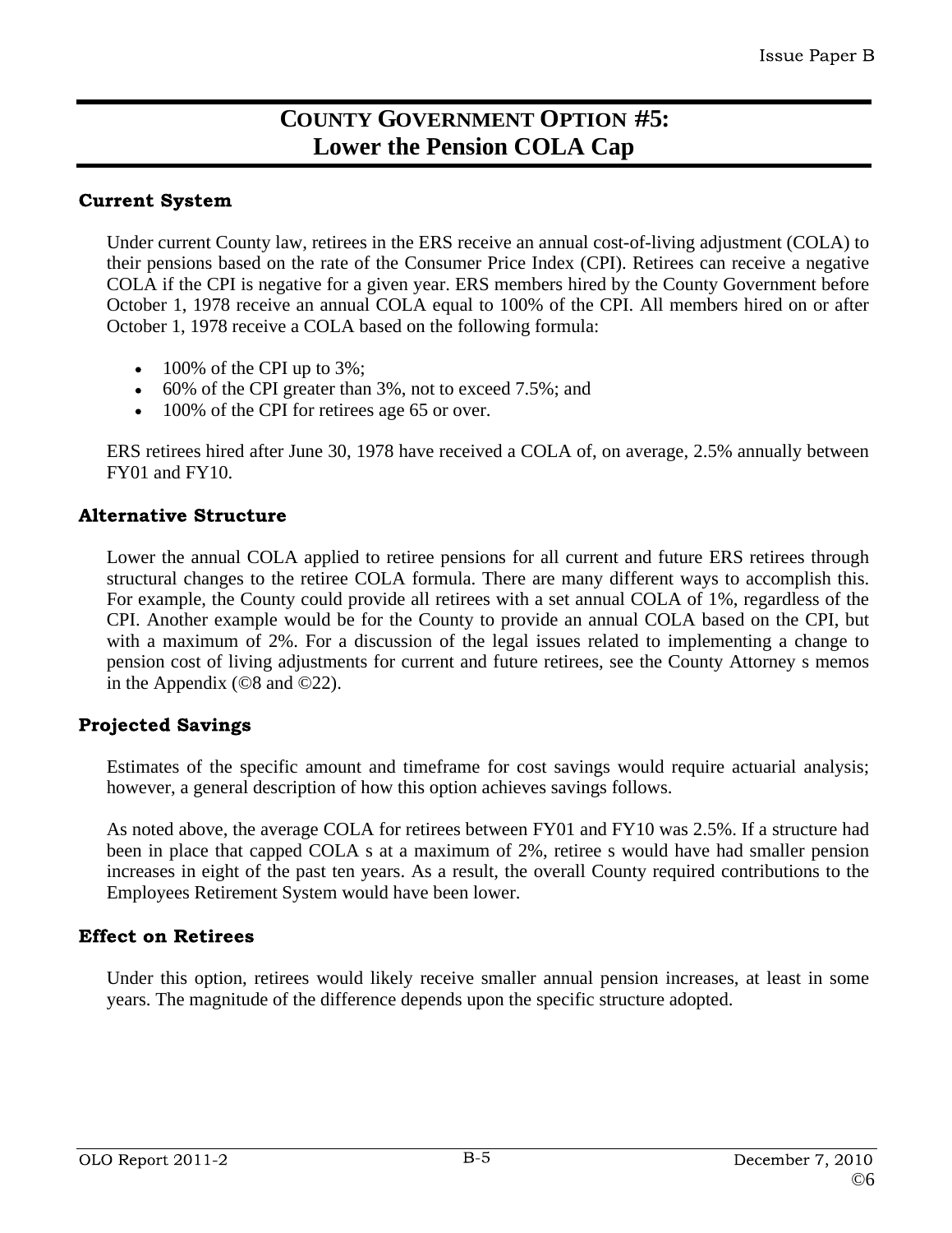# COUNTY GOVERNMENT OPTION #5:
# Lower the Pension COLA Cap

### Current System

Under current County law, retirees in the ERS receive an annual cost-of-living adjustment (COLA) to their pensions based on the rate of the Consumer Price Index (CPI). Retirees can receive a negative COLA if the CPI is negative for a given year. ERS members hired by the County Government before October 1, 1978 receive an annual COLA equal to 100% of the CPI. All members hired on or after October 1, 1978 receive a COLA based on the following formula:

- 100% of the CPI up to 3%;
- 60% of the CPI greater than 3%, not to exceed 7.5%; and
- 100% of the CPI for retirees age 65 or over.

ERS retirees hired after June 30, 1978 have received a COLA of, on average, 2.5% annually between FY01 and FY10.

### Alternative Structure

Lower the annual COLA applied to retiree pensions for all current and future ERS retirees through structural changes to the retiree COLA formula. There are many different ways to accomplish this. For example, the County could provide all retirees with a set annual COLA of 1%, regardless of the CPI. Another example would be for the County to provide an annual COLA based on the CPI, but with a maximum of 2%. For a discussion of the legal issues related to implementing a change to pension cost of living adjustments for current and future retirees, see the County Attorney s memos in the Appendix (©8 and ©22).

### Projected Savings

Estimates of the specific amount and timeframe for cost savings would require actuarial analysis; however, a general description of how this option achieves savings follows.

As noted above, the average COLA for retirees between FY01 and FY10 was 2.5%. If a structure had been in place that capped COLA s at a maximum of 2%, retiree s would have had smaller pension increases in eight of the past ten years. As a result, the overall County required contributions to the Employees Retirement System would have been lower.

### Effect on Retirees

Under this option, retirees would likely receive smaller annual pension increases, at least in some years. The magnitude of the difference depends upon the specific structure adopted.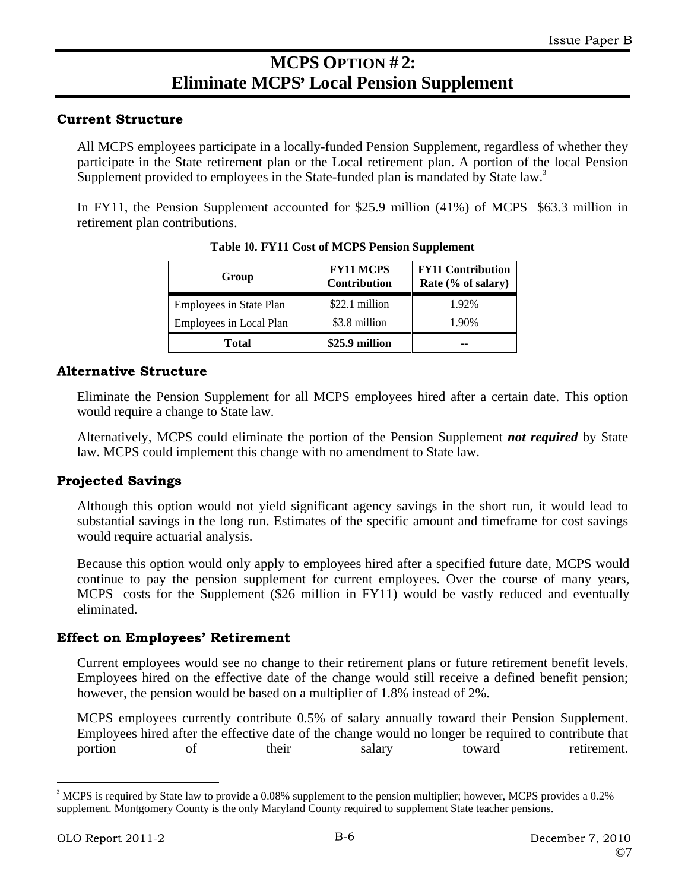# MCPS OPTION # 2: Eliminate MCPS' Local Pension Supplement

### Current Structure

All MCPS employees participate in a locally-funded Pension Supplement, regardless of whether they participate in the State retirement plan or the Local retirement plan. A portion of the local Pension Supplement provided to employees in the State-funded plan is mandated by State law.[3]

In FY11, the Pension Supplement accounted for $25.9 million (41%) of MCPS $63.3 million in retirement plan contributions.

**Table 10. FY11 Cost of MCPS Pension Supplement**

| Group | FY11 MCPS Contribution | FY11 Contribution Rate (% of salary) |
|---|---|---|
| Employees in State Plan | $22.1 million | 1.92% |
| Employees in Local Plan | $3.8 million | 1.90% |
| **Total** | **$25.9 million** | **--** |

### Alternative Structure

Eliminate the Pension Supplement for all MCPS employees hired after a certain date. This option would require a change to State law.

Alternatively, MCPS could eliminate the portion of the Pension Supplement ***not required*** by State law. MCPS could implement this change with no amendment to State law.

### Projected Savings

Although this option would not yield significant agency savings in the short run, it would lead to substantial savings in the long run. Estimates of the specific amount and timeframe for cost savings would require actuarial analysis.

Because this option would only apply to employees hired after a specified future date, MCPS would continue to pay the pension supplement for current employees. Over the course of many years, MCPS costs for the Supplement ($26 million in FY11) would be vastly reduced and eventually eliminated.

### Effect on Employees' Retirement

Current employees would see no change to their retirement plans or future retirement benefit levels. Employees hired on the effective date of the change would still receive a defined benefit pension; however, the pension would be based on a multiplier of 1.8% instead of 2%.

MCPS employees currently contribute 0.5% of salary annually toward their Pension Supplement. Employees hired after the effective date of the change would no longer be required to contribute that portion of their salary toward retirement.

---

[3] MCPS is required by State law to provide a 0.08% supplement to the pension multiplier; however, MCPS provides a 0.2% supplement. Montgomery County is the only Maryland County required to supplement State teacher pensions.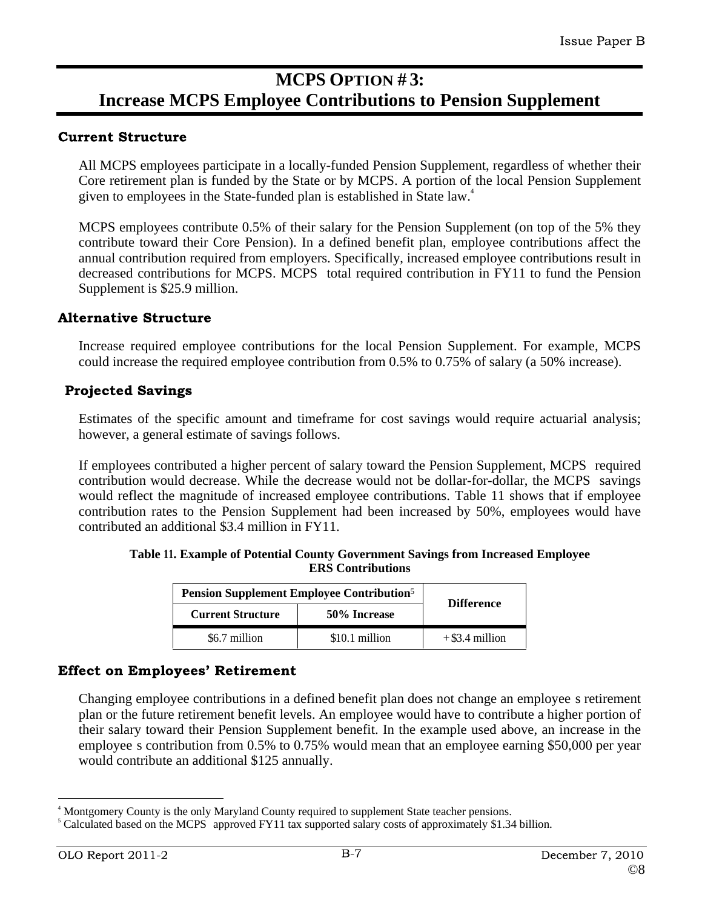# MCPS OPTION # 3: Increase MCPS Employee Contributions to Pension Supplement

## Current Structure

All MCPS employees participate in a locally-funded Pension Supplement, regardless of whether their Core retirement plan is funded by the State or by MCPS. A portion of the local Pension Supplement given to employees in the State-funded plan is established in State law.[4]

MCPS employees contribute 0.5% of their salary for the Pension Supplement (on top of the 5% they contribute toward their Core Pension). In a defined benefit plan, employee contributions affect the annual contribution required from employers. Specifically, increased employee contributions result in decreased contributions for MCPS. MCPS total required contribution in FY11 to fund the Pension Supplement is $25.9 million.

## Alternative Structure

Increase required employee contributions for the local Pension Supplement. For example, MCPS could increase the required employee contribution from 0.5% to 0.75% of salary (a 50% increase).

## Projected Savings

Estimates of the specific amount and timeframe for cost savings would require actuarial analysis; however, a general estimate of savings follows.

If employees contributed a higher percent of salary toward the Pension Supplement, MCPS required contribution would decrease. While the decrease would not be dollar-for-dollar, the MCPS savings would reflect the magnitude of increased employee contributions. Table 11 shows that if employee contribution rates to the Pension Supplement had been increased by 50%, employees would have contributed an additional $3.4 million in FY11.

**Table 11. Example of Potential County Government Savings from Increased Employee ERS Contributions**

| Pension Supplement Employee Contribution[5] | | Difference |
|---|---|---|
| Current Structure | 50% Increase | |
| $6.7 million | $10.1 million | + $3.4 million |

## Effect on Employees' Retirement

Changing employee contributions in a defined benefit plan does not change an employee s retirement plan or the future retirement benefit levels. An employee would have to contribute a higher portion of their salary toward their Pension Supplement benefit. In the example used above, an increase in the employee s contribution from 0.5% to 0.75% would mean that an employee earning $50,000 per year would contribute an additional $125 annually.

---

[4] Montgomery County is the only Maryland County required to supplement State teacher pensions.

[5] Calculated based on the MCPS approved FY11 tax supported salary costs of approximately $1.34 billion.